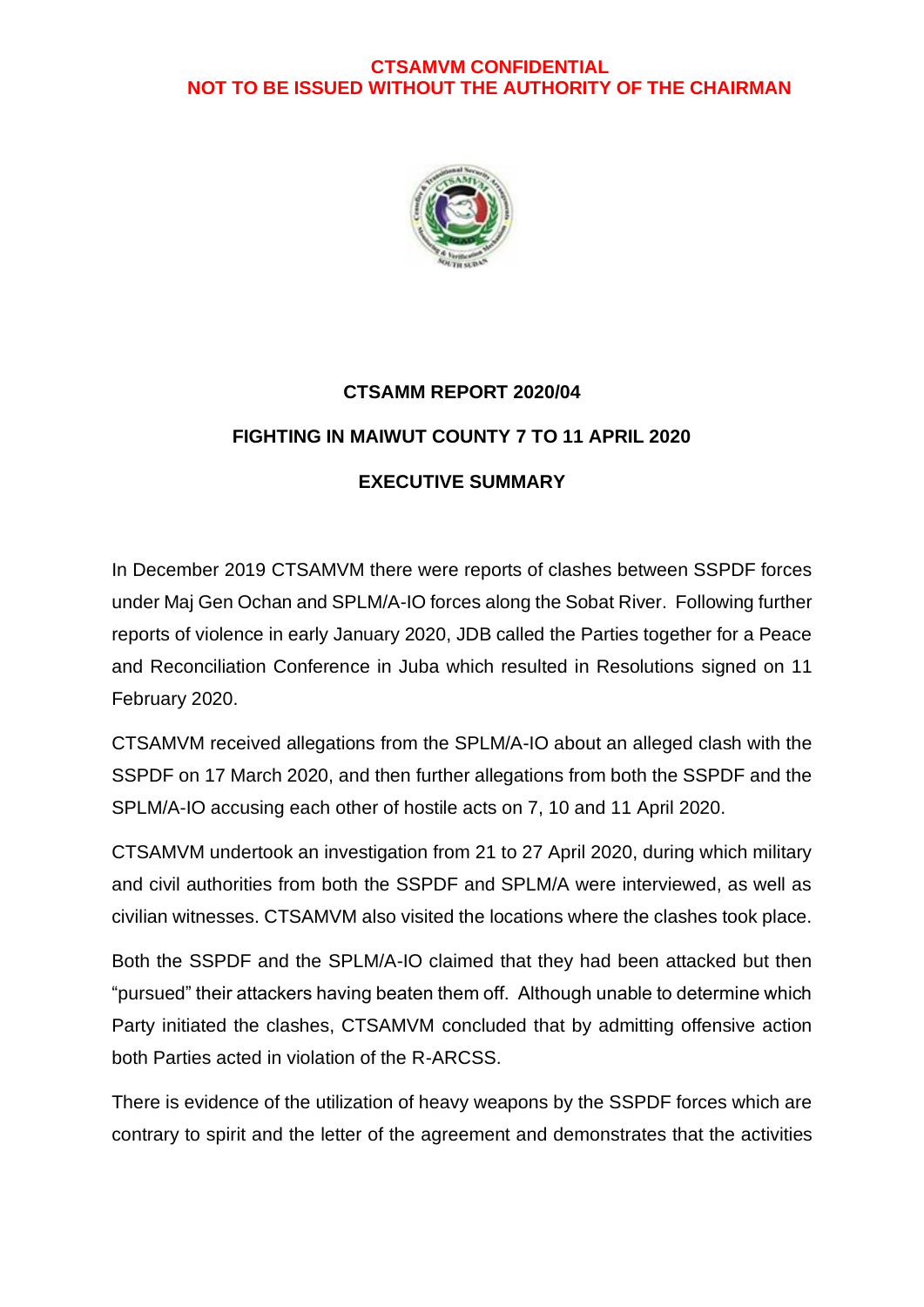**CTSAMVM CONFIDENTIAL**
**NOT TO BE ISSUED WITHOUT THE AUTHORITY OF THE CHAIRMAN**

# CTSAMM REPORT 2020/04

## FIGHTING IN MAIWUT COUNTY 7 TO 11 APRIL 2020

## EXECUTIVE SUMMARY

In December 2019 CTSAMVM there were reports of clashes between SSPDF forces under Maj Gen Ochan and SPLM/A-IO forces along the Sobat River. Following further reports of violence in early January 2020, JDB called the Parties together for a Peace and Reconciliation Conference in Juba which resulted in Resolutions signed on 11 February 2020.

CTSAMVM received allegations from the SPLM/A-IO about an alleged clash with the SSPDF on 17 March 2020, and then further allegations from both the SSPDF and the SPLM/A-IO accusing each other of hostile acts on 7, 10 and 11 April 2020.

CTSAMVM undertook an investigation from 21 to 27 April 2020, during which military and civil authorities from both the SSPDF and SPLM/A were interviewed, as well as civilian witnesses. CTSAMVM also visited the locations where the clashes took place.

Both the SSPDF and the SPLM/A-IO claimed that they had been attacked but then "pursued" their attackers having beaten them off. Although unable to determine which Party initiated the clashes, CTSAMVM concluded that by admitting offensive action both Parties acted in violation of the R-ARCSS.

There is evidence of the utilization of heavy weapons by the SSPDF forces which are contrary to spirit and the letter of the agreement and demonstrates that the activities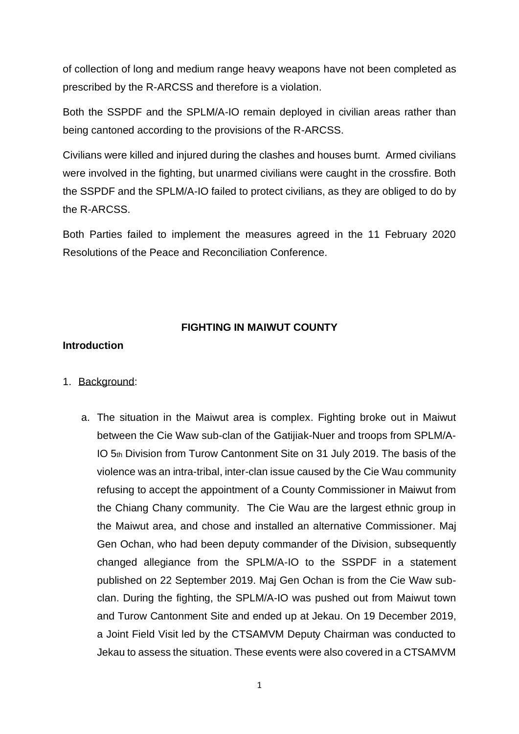of collection of long and medium range heavy weapons have not been completed as prescribed by the R-ARCSS and therefore is a violation.

Both the SSPDF and the SPLM/A-IO remain deployed in civilian areas rather than being cantoned according to the provisions of the R-ARCSS.

Civilians were killed and injured during the clashes and houses burnt. Armed civilians were involved in the fighting, but unarmed civilians were caught in the crossfire. Both the SSPDF and the SPLM/A-IO failed to protect civilians, as they are obliged to do by the R-ARCSS.

Both Parties failed to implement the measures agreed in the 11 February 2020 Resolutions of the Peace and Reconciliation Conference.

## FIGHTING IN MAIWUT COUNTY

### Introduction

1. Background:

   a. The situation in the Maiwut area is complex. Fighting broke out in Maiwut between the Cie Waw sub-clan of the Gatijiak-Nuer and troops from SPLM/A-IO 5th Division from Turow Cantonment Site on 31 July 2019. The basis of the violence was an intra-tribal, inter-clan issue caused by the Cie Wau community refusing to accept the appointment of a County Commissioner in Maiwut from the Chiang Chany community. The Cie Wau are the largest ethnic group in the Maiwut area, and chose and installed an alternative Commissioner. Maj Gen Ochan, who had been deputy commander of the Division, subsequently changed allegiance from the SPLM/A-IO to the SSPDF in a statement published on 22 September 2019. Maj Gen Ochan is from the Cie Waw sub-clan. During the fighting, the SPLM/A-IO was pushed out from Maiwut town and Turow Cantonment Site and ended up at Jekau. On 19 December 2019, a Joint Field Visit led by the CTSAMVM Deputy Chairman was conducted to Jekau to assess the situation. These events were also covered in a CTSAMVM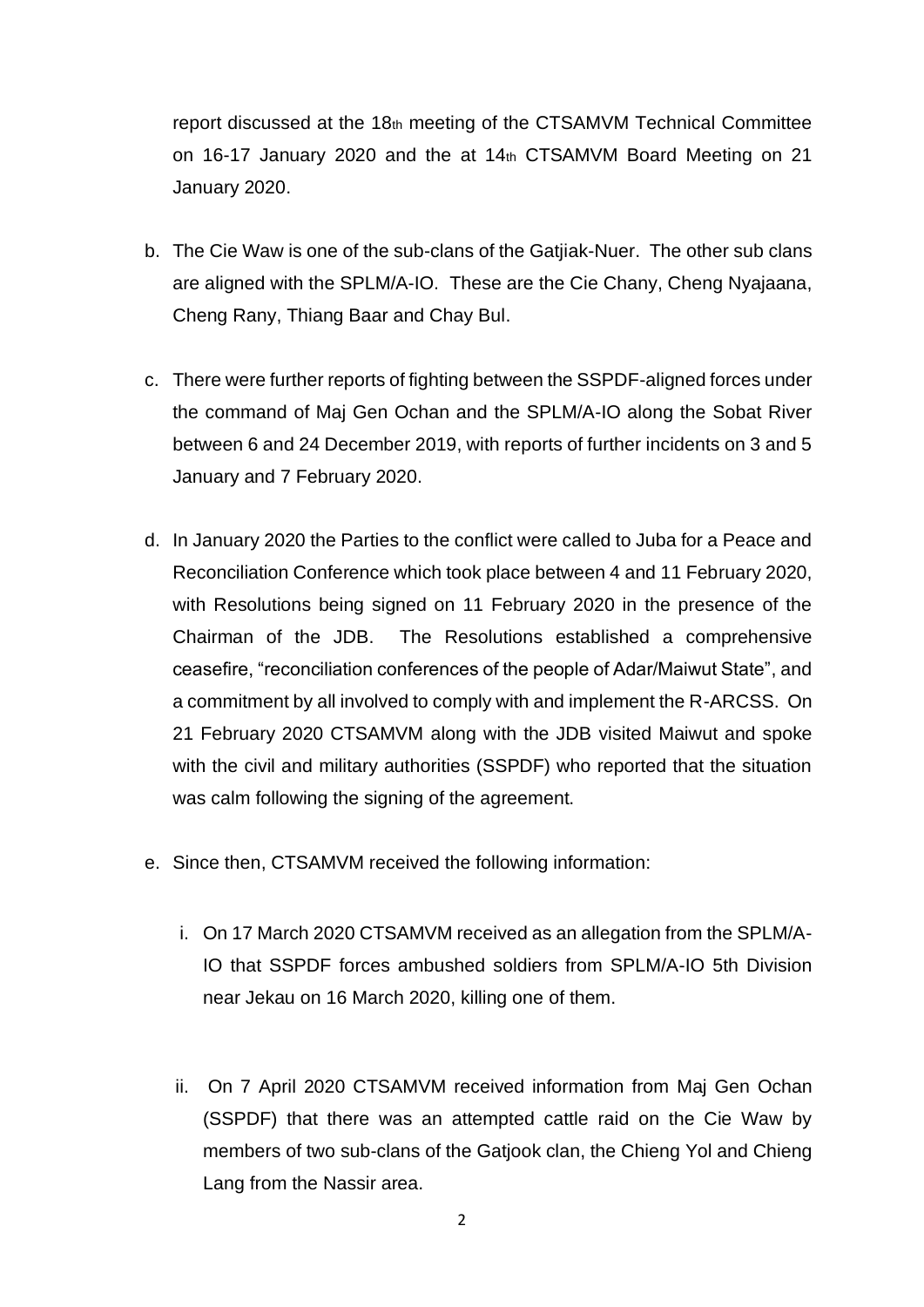report discussed at the 18th meeting of the CTSAMVM Technical Committee on 16-17 January 2020 and the at 14th CTSAMVM Board Meeting on 21 January 2020.

b. The Cie Waw is one of the sub-clans of the Gatjiak-Nuer. The other sub clans are aligned with the SPLM/A-IO. These are the Cie Chany, Cheng Nyajaana, Cheng Rany, Thiang Baar and Chay Bul.

c. There were further reports of fighting between the SSPDF-aligned forces under the command of Maj Gen Ochan and the SPLM/A-IO along the Sobat River between 6 and 24 December 2019, with reports of further incidents on 3 and 5 January and 7 February 2020.

d. In January 2020 the Parties to the conflict were called to Juba for a Peace and Reconciliation Conference which took place between 4 and 11 February 2020, with Resolutions being signed on 11 February 2020 in the presence of the Chairman of the JDB. The Resolutions established a comprehensive ceasefire, "reconciliation conferences of the people of Adar/Maiwut State", and a commitment by all involved to comply with and implement the R-ARCSS. On 21 February 2020 CTSAMVM along with the JDB visited Maiwut and spoke with the civil and military authorities (SSPDF) who reported that the situation was calm following the signing of the agreement.

e. Since then, CTSAMVM received the following information:

   i. On 17 March 2020 CTSAMVM received as an allegation from the SPLM/A-IO that SSPDF forces ambushed soldiers from SPLM/A-IO 5th Division near Jekau on 16 March 2020, killing one of them.

   ii. On 7 April 2020 CTSAMVM received information from Maj Gen Ochan (SSPDF) that there was an attempted cattle raid on the Cie Waw by members of two sub-clans of the Gatjook clan, the Chieng Yol and Chieng Lang from the Nassir area.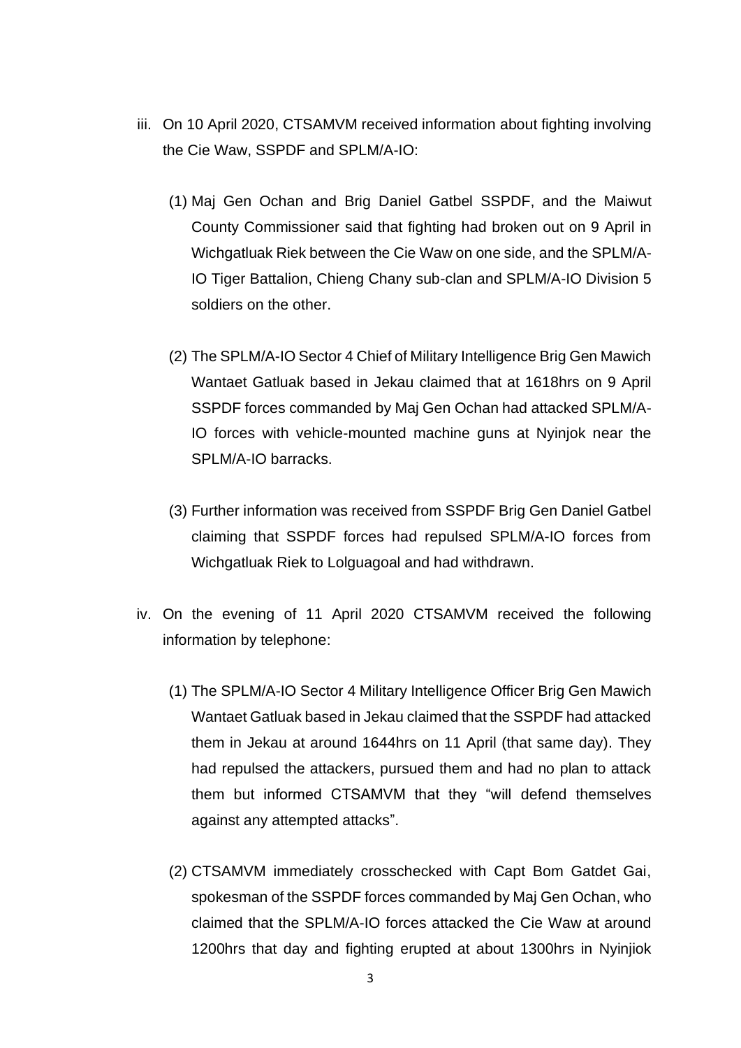iii. On 10 April 2020, CTSAMVM received information about fighting involving the Cie Waw, SSPDF and SPLM/A-IO:

   (1) Maj Gen Ochan and Brig Daniel Gatbel SSPDF, and the Maiwut County Commissioner said that fighting had broken out on 9 April in Wichgatluak Riek between the Cie Waw on one side, and the SPLM/A-IO Tiger Battalion, Chieng Chany sub-clan and SPLM/A-IO Division 5 soldiers on the other.

   (2) The SPLM/A-IO Sector 4 Chief of Military Intelligence Brig Gen Mawich Wantaet Gatluak based in Jekau claimed that at 1618hrs on 9 April SSPDF forces commanded by Maj Gen Ochan had attacked SPLM/A-IO forces with vehicle-mounted machine guns at Nyinjok near the SPLM/A-IO barracks.

   (3) Further information was received from SSPDF Brig Gen Daniel Gatbel claiming that SSPDF forces had repulsed SPLM/A-IO forces from Wichgatluak Riek to Lolguagoal and had withdrawn.

iv. On the evening of 11 April 2020 CTSAMVM received the following information by telephone:

   (1) The SPLM/A-IO Sector 4 Military Intelligence Officer Brig Gen Mawich Wantaet Gatluak based in Jekau claimed that the SSPDF had attacked them in Jekau at around 1644hrs on 11 April (that same day). They had repulsed the attackers, pursued them and had no plan to attack them but informed CTSAMVM that they "will defend themselves against any attempted attacks".

   (2) CTSAMVM immediately crosschecked with Capt Bom Gatdet Gai, spokesman of the SSPDF forces commanded by Maj Gen Ochan, who claimed that the SPLM/A-IO forces attacked the Cie Waw at around 1200hrs that day and fighting erupted at about 1300hrs in Nyinjiok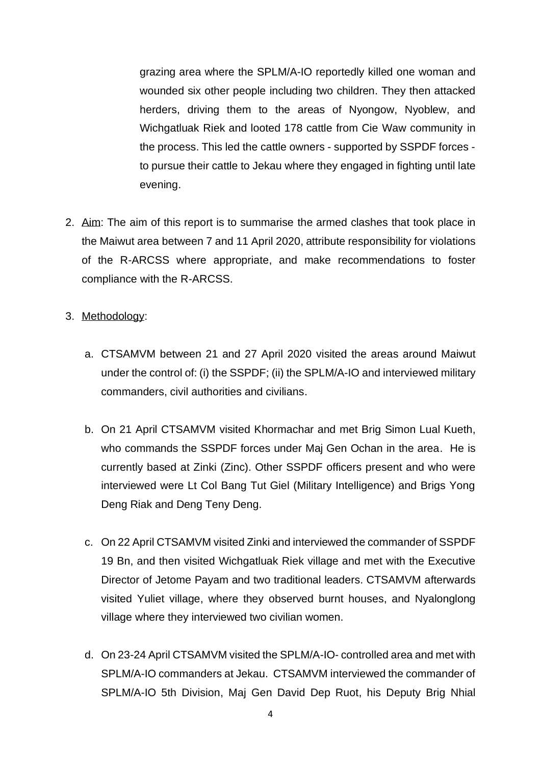grazing area where the SPLM/A-IO reportedly killed one woman and wounded six other people including two children. They then attacked herders, driving them to the areas of Nyongow, Nyoblew, and Wichgatluak Riek and looted 178 cattle from Cie Waw community in the process. This led the cattle owners - supported by SSPDF forces - to pursue their cattle to Jekau where they engaged in fighting until late evening.

2. Aim: The aim of this report is to summarise the armed clashes that took place in the Maiwut area between 7 and 11 April 2020, attribute responsibility for violations of the R-ARCSS where appropriate, and make recommendations to foster compliance with the R-ARCSS.

3. Methodology:

   a. CTSAMVM between 21 and 27 April 2020 visited the areas around Maiwut under the control of: (i) the SSPDF; (ii) the SPLM/A-IO and interviewed military commanders, civil authorities and civilians.

   b. On 21 April CTSAMVM visited Khormachar and met Brig Simon Lual Kueth, who commands the SSPDF forces under Maj Gen Ochan in the area. He is currently based at Zinki (Zinc). Other SSPDF officers present and who were interviewed were Lt Col Bang Tut Giel (Military Intelligence) and Brigs Yong Deng Riak and Deng Teny Deng.

   c. On 22 April CTSAMVM visited Zinki and interviewed the commander of SSPDF 19 Bn, and then visited Wichgatluak Riek village and met with the Executive Director of Jetome Payam and two traditional leaders. CTSAMVM afterwards visited Yuliet village, where they observed burnt houses, and Nyalonglong village where they interviewed two civilian women.

   d. On 23-24 April CTSAMVM visited the SPLM/A-IO- controlled area and met with SPLM/A-IO commanders at Jekau. CTSAMVM interviewed the commander of SPLM/A-IO 5th Division, Maj Gen David Dep Ruot, his Deputy Brig Nhial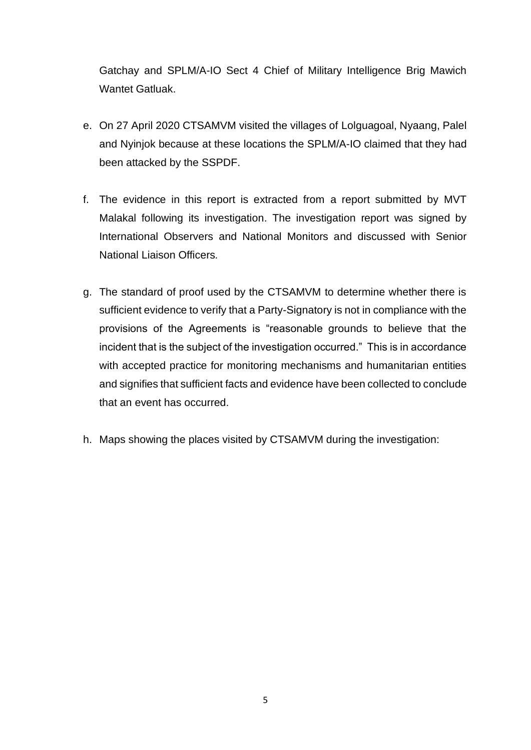Gatchay and SPLM/A-IO Sect 4 Chief of Military Intelligence Brig Mawich Wantet Gatluak.

e. On 27 April 2020 CTSAMVM visited the villages of Lolguagoal, Nyaang, Palel and Nyinjok because at these locations the SPLM/A-IO claimed that they had been attacked by the SSPDF.

f. The evidence in this report is extracted from a report submitted by MVT Malakal following its investigation. The investigation report was signed by International Observers and National Monitors and discussed with Senior National Liaison Officers.

g. The standard of proof used by the CTSAMVM to determine whether there is sufficient evidence to verify that a Party-Signatory is not in compliance with the provisions of the Agreements is "reasonable grounds to believe that the incident that is the subject of the investigation occurred." This is in accordance with accepted practice for monitoring mechanisms and humanitarian entities and signifies that sufficient facts and evidence have been collected to conclude that an event has occurred.

h. Maps showing the places visited by CTSAMVM during the investigation: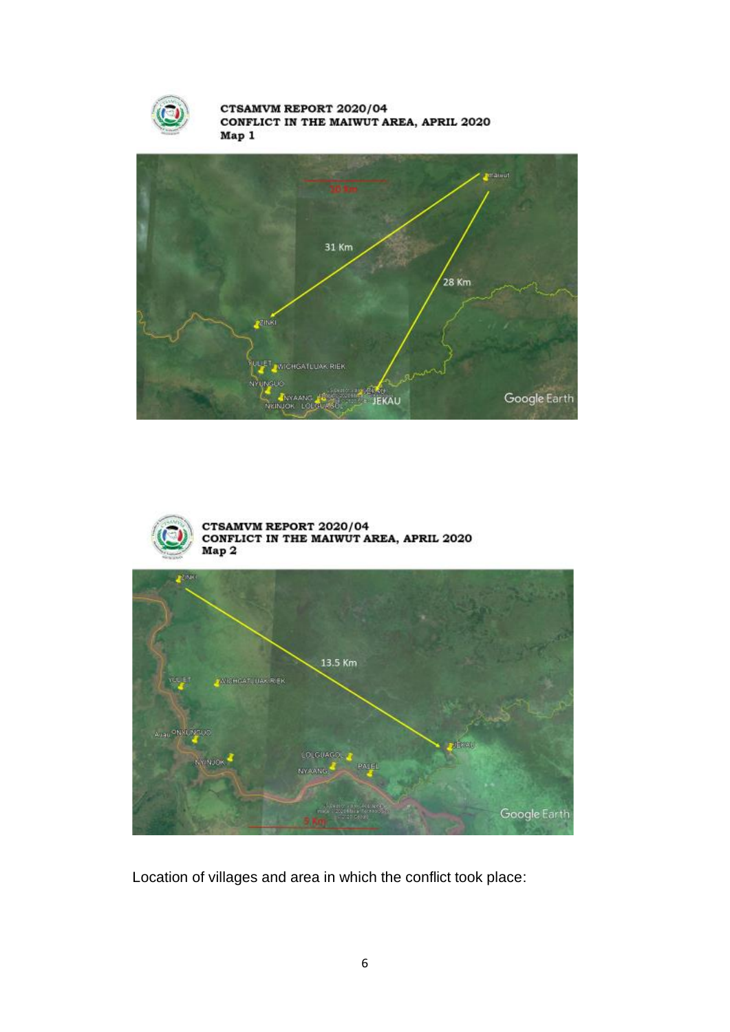**CTSAMVM REPORT 2020/04**
**CONFLICT IN THE MAIWUT AREA, APRIL 2020**
**Map 1**

**CTSAMVM REPORT 2020/04**
**CONFLICT IN THE MAIWUT AREA, APRIL 2020**
**Map 2**

Location of villages and area in which the conflict took place: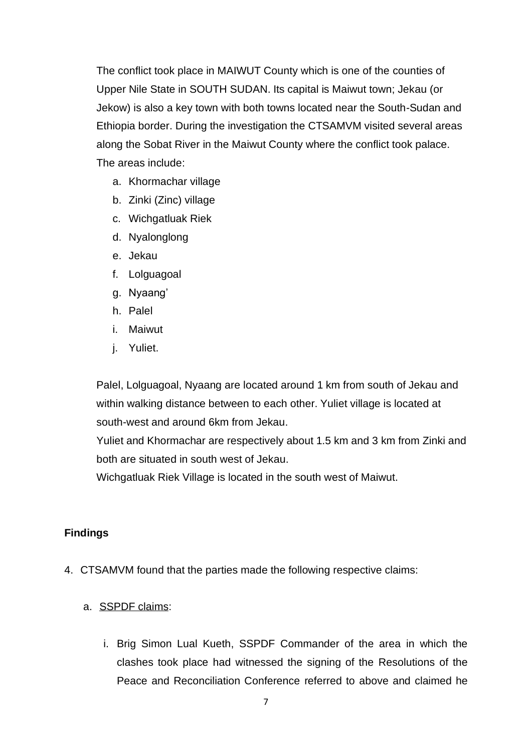The conflict took place in MAIWUT County which is one of the counties of Upper Nile State in SOUTH SUDAN. Its capital is Maiwut town; Jekau (or Jekow) is also a key town with both towns located near the South-Sudan and Ethiopia border. During the investigation the CTSAMVM visited several areas along the Sobat River in the Maiwut County where the conflict took palace. The areas include:

a. Khormachar village
b. Zinki (Zinc) village
c. Wichgatluak Riek
d. Nyalonglong
e. Jekau
f. Lolguagoal
g. Nyaang'
h. Palel
i. Maiwut
j. Yuliet.

Palel, Lolguagoal, Nyaang are located around 1 km from south of Jekau and within walking distance between to each other. Yuliet village is located at south-west and around 6km from Jekau.

Yuliet and Khormachar are respectively about 1.5 km and 3 km from Zinki and both are situated in south west of Jekau.

Wichgatluak Riek Village is located in the south west of Maiwut.

**Findings**

4. CTSAMVM found that the parties made the following respective claims:

   a. <u>SSPDF claims</u>:

      i. Brig Simon Lual Kueth, SSPDF Commander of the area in which the clashes took place had witnessed the signing of the Resolutions of the Peace and Reconciliation Conference referred to above and claimed he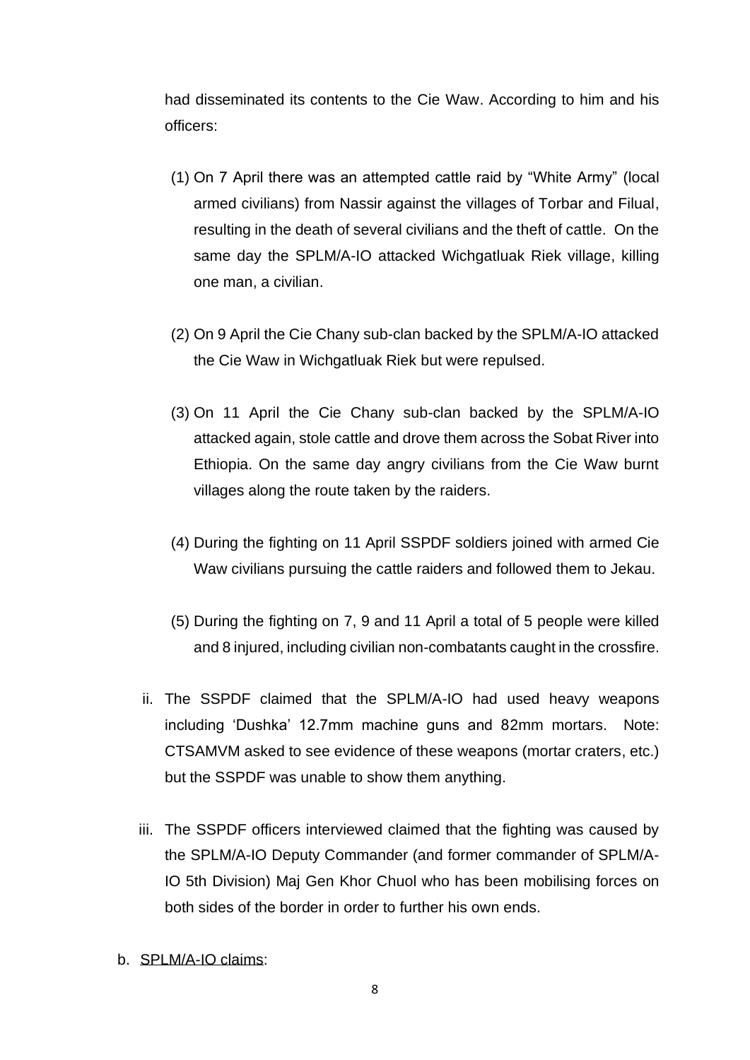had disseminated its contents to the Cie Waw. According to him and his officers:

(1) On 7 April there was an attempted cattle raid by "White Army" (local armed civilians) from Nassir against the villages of Torbar and Filual, resulting in the death of several civilians and the theft of cattle. On the same day the SPLM/A-IO attacked Wichgatluak Riek village, killing one man, a civilian.

(2) On 9 April the Cie Chany sub-clan backed by the SPLM/A-IO attacked the Cie Waw in Wichgatluak Riek but were repulsed.

(3) On 11 April the Cie Chany sub-clan backed by the SPLM/A-IO attacked again, stole cattle and drove them across the Sobat River into Ethiopia. On the same day angry civilians from the Cie Waw burnt villages along the route taken by the raiders.

(4) During the fighting on 11 April SSPDF soldiers joined with armed Cie Waw civilians pursuing the cattle raiders and followed them to Jekau.

(5) During the fighting on 7, 9 and 11 April a total of 5 people were killed and 8 injured, including civilian non-combatants caught in the crossfire.

ii. The SSPDF claimed that the SPLM/A-IO had used heavy weapons including 'Dushka' 12.7mm machine guns and 82mm mortars. Note: CTSAMVM asked to see evidence of these weapons (mortar craters, etc.) but the SSPDF was unable to show them anything.

iii. The SSPDF officers interviewed claimed that the fighting was caused by the SPLM/A-IO Deputy Commander (and former commander of SPLM/A-IO 5th Division) Maj Gen Khor Chuol who has been mobilising forces on both sides of the border in order to further his own ends.

b. SPLM/A-IO claims: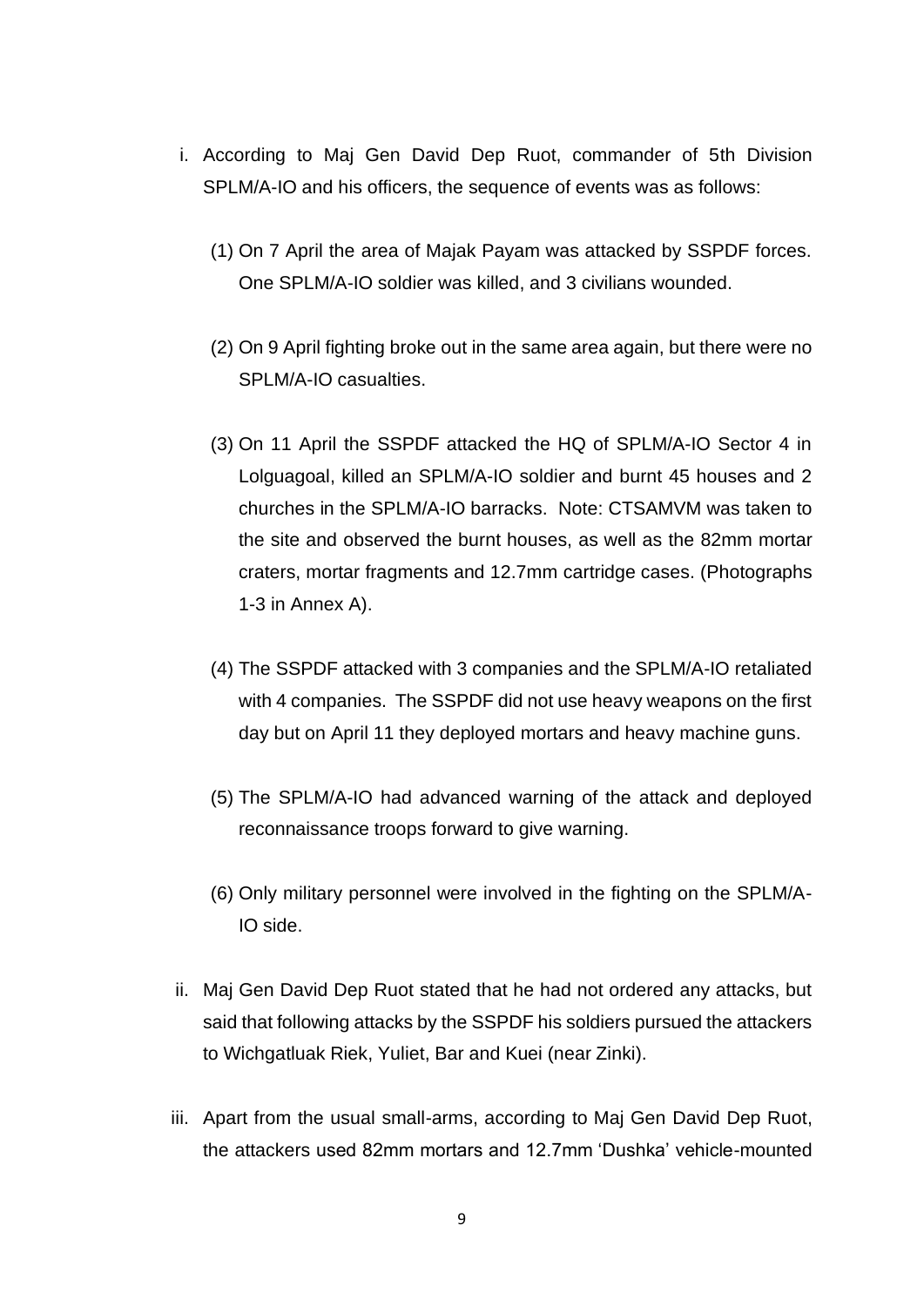i. According to Maj Gen David Dep Ruot, commander of 5th Division SPLM/A-IO and his officers, the sequence of events was as follows:

   (1) On 7 April the area of Majak Payam was attacked by SSPDF forces. One SPLM/A-IO soldier was killed, and 3 civilians wounded.

   (2) On 9 April fighting broke out in the same area again, but there were no SPLM/A-IO casualties.

   (3) On 11 April the SSPDF attacked the HQ of SPLM/A-IO Sector 4 in Lolguagoal, killed an SPLM/A-IO soldier and burnt 45 houses and 2 churches in the SPLM/A-IO barracks. Note: CTSAMVM was taken to the site and observed the burnt houses, as well as the 82mm mortar craters, mortar fragments and 12.7mm cartridge cases. (Photographs 1-3 in Annex A).

   (4) The SSPDF attacked with 3 companies and the SPLM/A-IO retaliated with 4 companies. The SSPDF did not use heavy weapons on the first day but on April 11 they deployed mortars and heavy machine guns.

   (5) The SPLM/A-IO had advanced warning of the attack and deployed reconnaissance troops forward to give warning.

   (6) Only military personnel were involved in the fighting on the SPLM/A-IO side.

ii. Maj Gen David Dep Ruot stated that he had not ordered any attacks, but said that following attacks by the SSPDF his soldiers pursued the attackers to Wichgatluak Riek, Yuliet, Bar and Kuei (near Zinki).

iii. Apart from the usual small-arms, according to Maj Gen David Dep Ruot, the attackers used 82mm mortars and 12.7mm 'Dushka' vehicle-mounted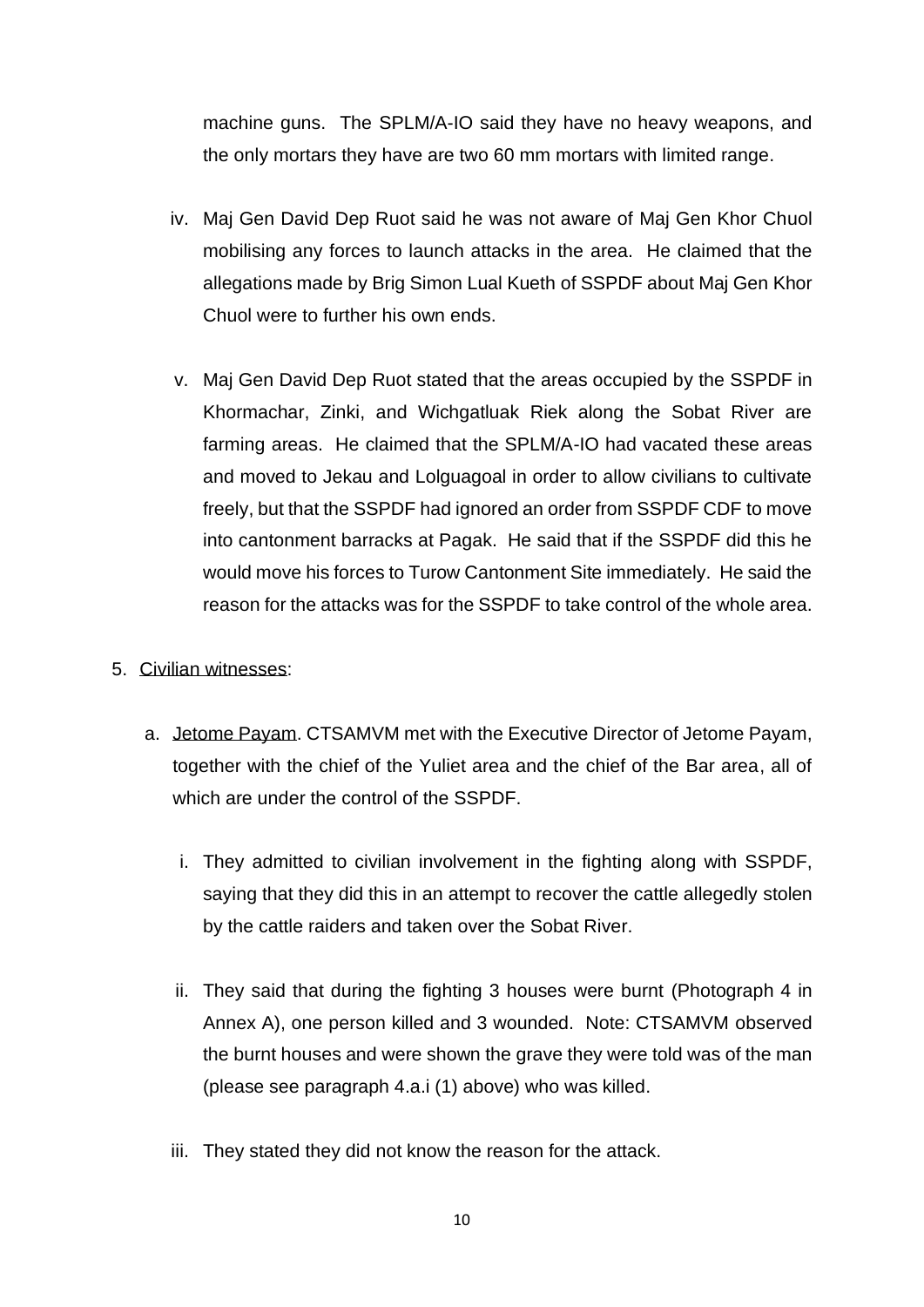machine guns. The SPLM/A-IO said they have no heavy weapons, and the only mortars they have are two 60 mm mortars with limited range.

iv. Maj Gen David Dep Ruot said he was not aware of Maj Gen Khor Chuol mobilising any forces to launch attacks in the area. He claimed that the allegations made by Brig Simon Lual Kueth of SSPDF about Maj Gen Khor Chuol were to further his own ends.

v. Maj Gen David Dep Ruot stated that the areas occupied by the SSPDF in Khormachar, Zinki, and Wichgatluak Riek along the Sobat River are farming areas. He claimed that the SPLM/A-IO had vacated these areas and moved to Jekau and Lolguagoal in order to allow civilians to cultivate freely, but that the SSPDF had ignored an order from SSPDF CDF to move into cantonment barracks at Pagak. He said that if the SSPDF did this he would move his forces to Turow Cantonment Site immediately. He said the reason for the attacks was for the SSPDF to take control of the whole area.

5. Civilian witnesses:

   a. Jetome Payam. CTSAMVM met with the Executive Director of Jetome Payam, together with the chief of the Yuliet area and the chief of the Bar area, all of which are under the control of the SSPDF.

      i. They admitted to civilian involvement in the fighting along with SSPDF, saying that they did this in an attempt to recover the cattle allegedly stolen by the cattle raiders and taken over the Sobat River.

      ii. They said that during the fighting 3 houses were burnt (Photograph 4 in Annex A), one person killed and 3 wounded. Note: CTSAMVM observed the burnt houses and were shown the grave they were told was of the man (please see paragraph 4.a.i (1) above) who was killed.

      iii. They stated they did not know the reason for the attack.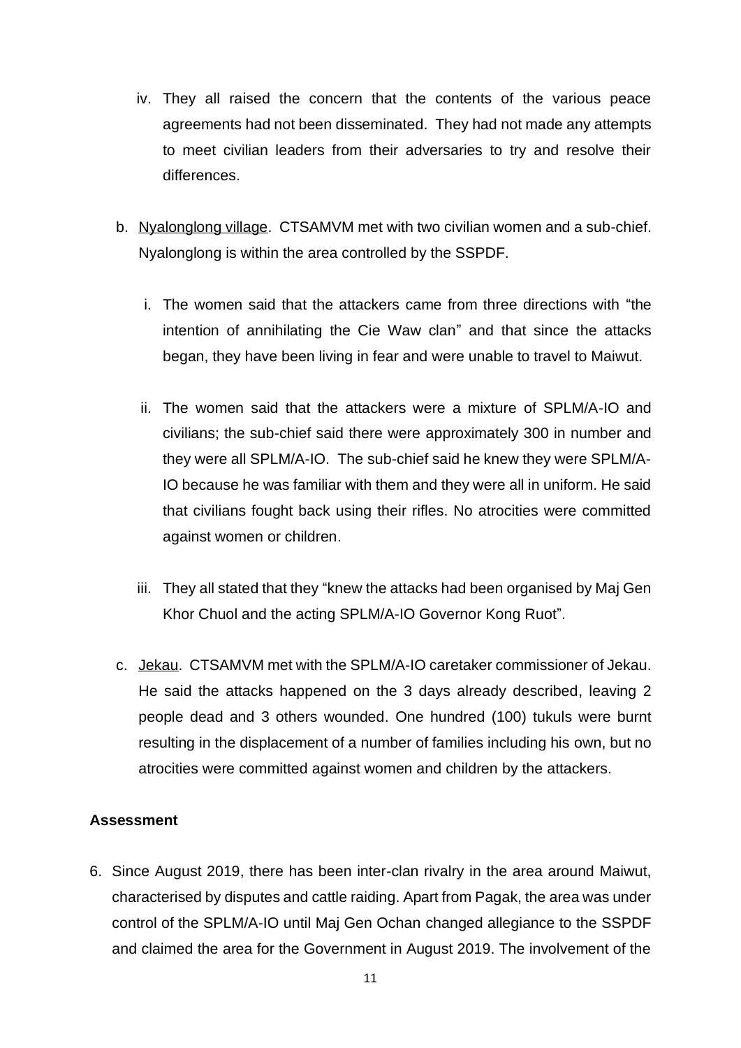iv. They all raised the concern that the contents of the various peace agreements had not been disseminated. They had not made any attempts to meet civilian leaders from their adversaries to try and resolve their differences.

b. Nyalonglong village. CTSAMVM met with two civilian women and a sub-chief. Nyalonglong is within the area controlled by the SSPDF.

   i. The women said that the attackers came from three directions with "the intention of annihilating the Cie Waw clan" and that since the attacks began, they have been living in fear and were unable to travel to Maiwut.

   ii. The women said that the attackers were a mixture of SPLM/A-IO and civilians; the sub-chief said there were approximately 300 in number and they were all SPLM/A-IO. The sub-chief said he knew they were SPLM/A-IO because he was familiar with them and they were all in uniform. He said that civilians fought back using their rifles. No atrocities were committed against women or children.

   iii. They all stated that they "knew the attacks had been organised by Maj Gen Khor Chuol and the acting SPLM/A-IO Governor Kong Ruot".

c. Jekau. CTSAMVM met with the SPLM/A-IO caretaker commissioner of Jekau. He said the attacks happened on the 3 days already described, leaving 2 people dead and 3 others wounded. One hundred (100) tukuls were burnt resulting in the displacement of a number of families including his own, but no atrocities were committed against women and children by the attackers.

**Assessment**

6. Since August 2019, there has been inter-clan rivalry in the area around Maiwut, characterised by disputes and cattle raiding. Apart from Pagak, the area was under control of the SPLM/A-IO until Maj Gen Ochan changed allegiance to the SSPDF and claimed the area for the Government in August 2019. The involvement of the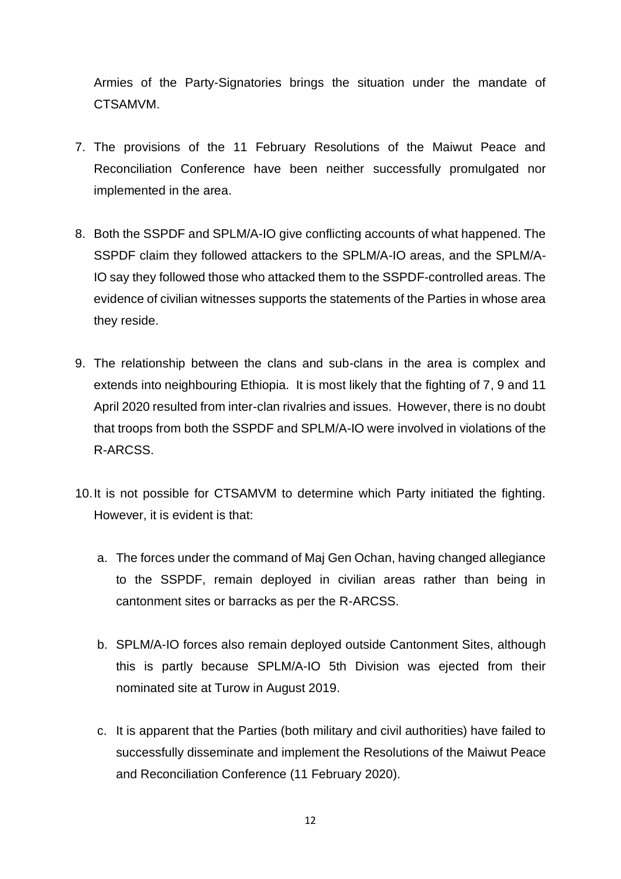Armies of the Party-Signatories brings the situation under the mandate of CTSAMVM.

7. The provisions of the 11 February Resolutions of the Maiwut Peace and Reconciliation Conference have been neither successfully promulgated nor implemented in the area.

8. Both the SSPDF and SPLM/A-IO give conflicting accounts of what happened. The SSPDF claim they followed attackers to the SPLM/A-IO areas, and the SPLM/A-IO say they followed those who attacked them to the SSPDF-controlled areas. The evidence of civilian witnesses supports the statements of the Parties in whose area they reside.

9. The relationship between the clans and sub-clans in the area is complex and extends into neighbouring Ethiopia. It is most likely that the fighting of 7, 9 and 11 April 2020 resulted from inter-clan rivalries and issues. However, there is no doubt that troops from both the SSPDF and SPLM/A-IO were involved in violations of the R-ARCSS.

10. It is not possible for CTSAMVM to determine which Party initiated the fighting. However, it is evident is that:

    a. The forces under the command of Maj Gen Ochan, having changed allegiance to the SSPDF, remain deployed in civilian areas rather than being in cantonment sites or barracks as per the R-ARCSS.

    b. SPLM/A-IO forces also remain deployed outside Cantonment Sites, although this is partly because SPLM/A-IO 5th Division was ejected from their nominated site at Turow in August 2019.

    c. It is apparent that the Parties (both military and civil authorities) have failed to successfully disseminate and implement the Resolutions of the Maiwut Peace and Reconciliation Conference (11 February 2020).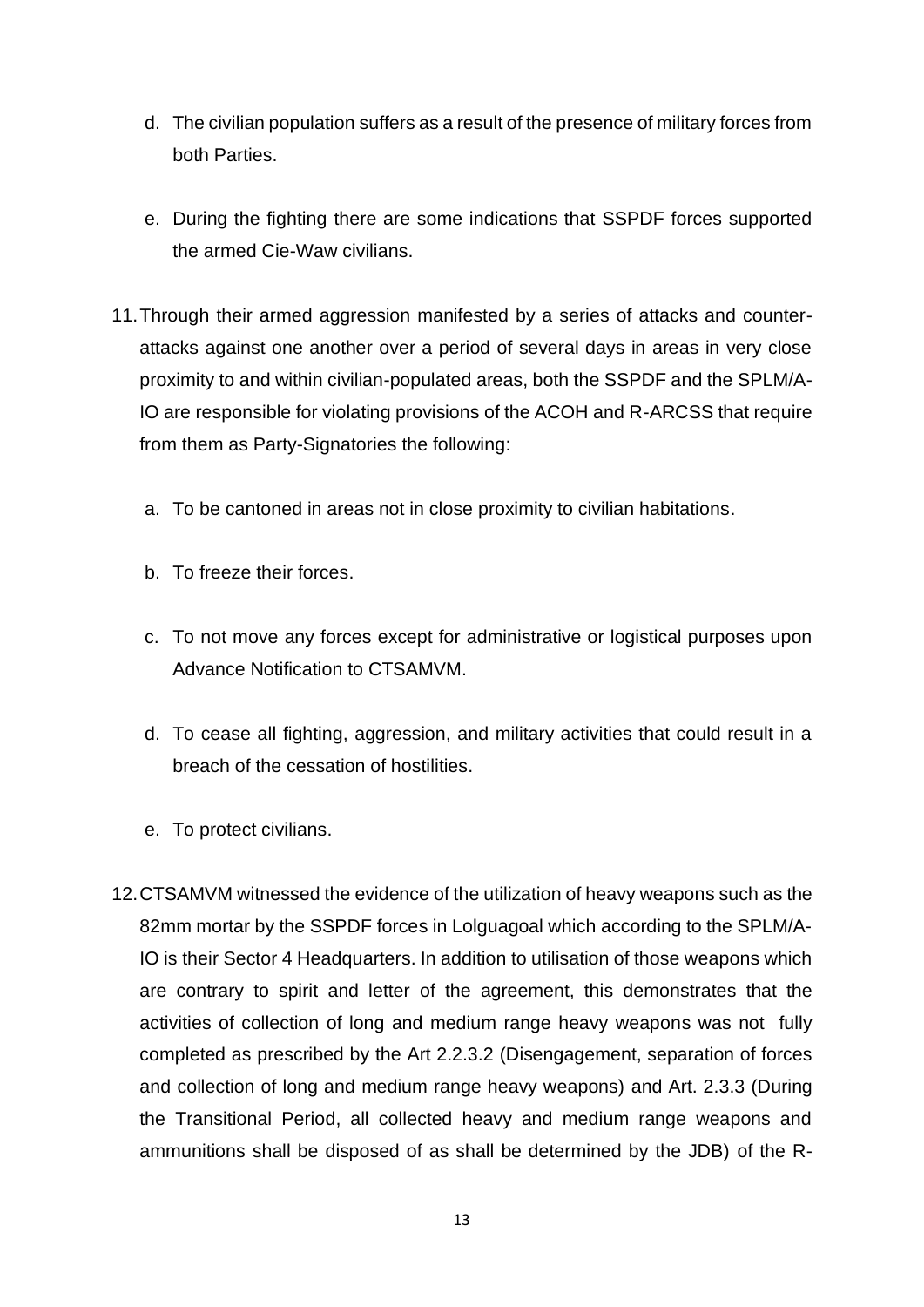d. The civilian population suffers as a result of the presence of military forces from both Parties.

e. During the fighting there are some indications that SSPDF forces supported the armed Cie-Waw civilians.

11. Through their armed aggression manifested by a series of attacks and counter-attacks against one another over a period of several days in areas in very close proximity to and within civilian-populated areas, both the SSPDF and the SPLM/A-IO are responsible for violating provisions of the ACOH and R-ARCSS that require from them as Party-Signatories the following:

    a. To be cantoned in areas not in close proximity to civilian habitations.

    b. To freeze their forces.

    c. To not move any forces except for administrative or logistical purposes upon Advance Notification to CTSAMVM.

    d. To cease all fighting, aggression, and military activities that could result in a breach of the cessation of hostilities.

    e. To protect civilians.

12. CTSAMVM witnessed the evidence of the utilization of heavy weapons such as the 82mm mortar by the SSPDF forces in Lolguagoal which according to the SPLM/A-IO is their Sector 4 Headquarters. In addition to utilisation of those weapons which are contrary to spirit and letter of the agreement, this demonstrates that the activities of collection of long and medium range heavy weapons was not fully completed as prescribed by the Art 2.2.3.2 (Disengagement, separation of forces and collection of long and medium range heavy weapons) and Art. 2.3.3 (During the Transitional Period, all collected heavy and medium range weapons and ammunitions shall be disposed of as shall be determined by the JDB) of the R-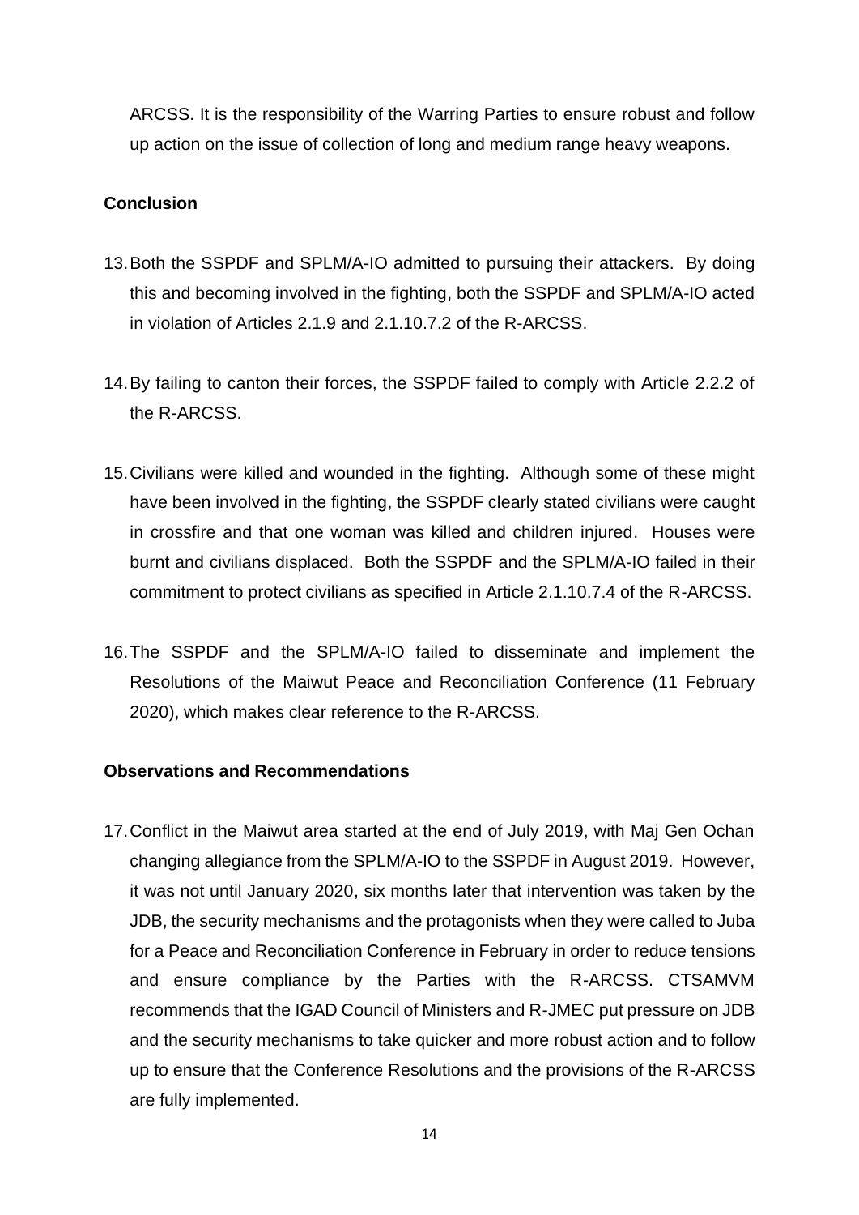ARCSS. It is the responsibility of the Warring Parties to ensure robust and follow up action on the issue of collection of long and medium range heavy weapons.

**Conclusion**

13. Both the SSPDF and SPLM/A-IO admitted to pursuing their attackers. By doing this and becoming involved in the fighting, both the SSPDF and SPLM/A-IO acted in violation of Articles 2.1.9 and 2.1.10.7.2 of the R-ARCSS.

14. By failing to canton their forces, the SSPDF failed to comply with Article 2.2.2 of the R-ARCSS.

15. Civilians were killed and wounded in the fighting. Although some of these might have been involved in the fighting, the SSPDF clearly stated civilians were caught in crossfire and that one woman was killed and children injured. Houses were burnt and civilians displaced. Both the SSPDF and the SPLM/A-IO failed in their commitment to protect civilians as specified in Article 2.1.10.7.4 of the R-ARCSS.

16. The SSPDF and the SPLM/A-IO failed to disseminate and implement the Resolutions of the Maiwut Peace and Reconciliation Conference (11 February 2020), which makes clear reference to the R-ARCSS.

**Observations and Recommendations**

17. Conflict in the Maiwut area started at the end of July 2019, with Maj Gen Ochan changing allegiance from the SPLM/A-IO to the SSPDF in August 2019. However, it was not until January 2020, six months later that intervention was taken by the JDB, the security mechanisms and the protagonists when they were called to Juba for a Peace and Reconciliation Conference in February in order to reduce tensions and ensure compliance by the Parties with the R-ARCSS. CTSAMVM recommends that the IGAD Council of Ministers and R-JMEC put pressure on JDB and the security mechanisms to take quicker and more robust action and to follow up to ensure that the Conference Resolutions and the provisions of the R-ARCSS are fully implemented.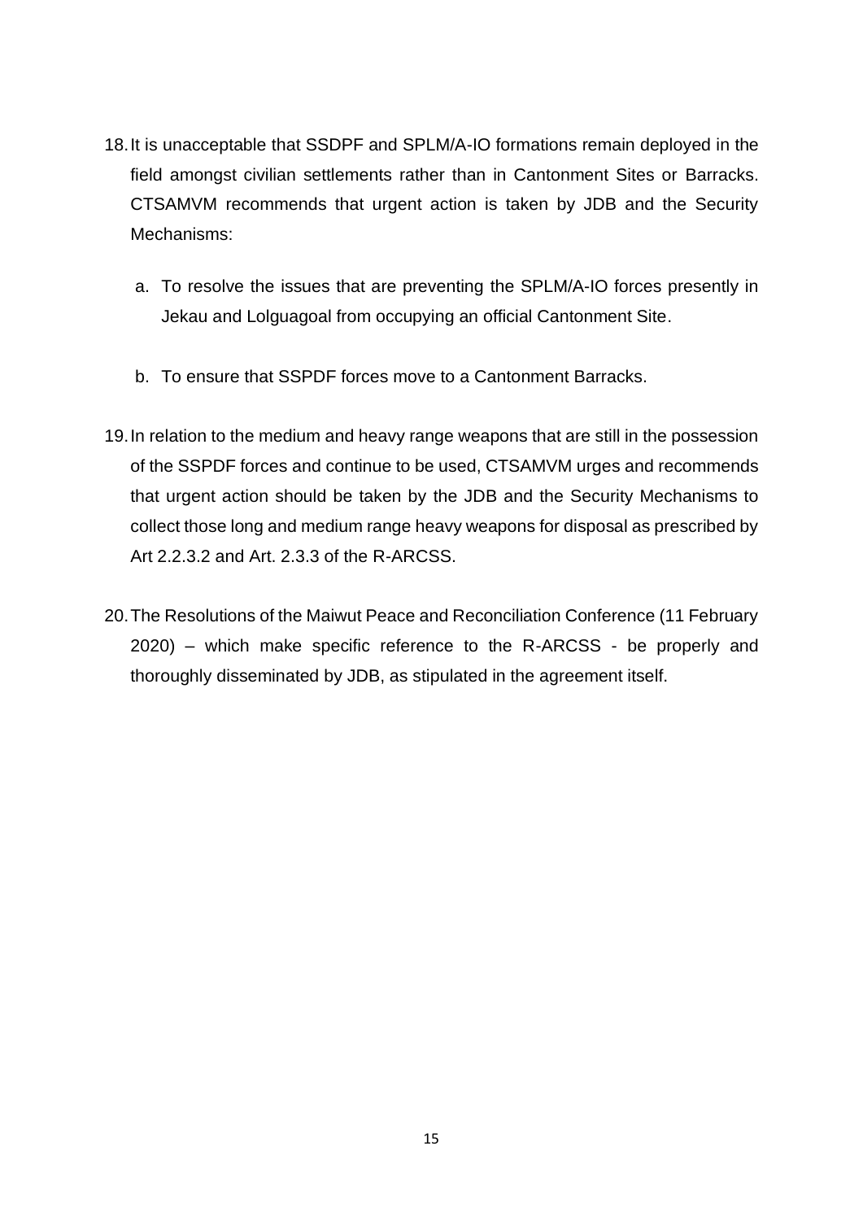18. It is unacceptable that SSDPF and SPLM/A-IO formations remain deployed in the field amongst civilian settlements rather than in Cantonment Sites or Barracks. CTSAMVM recommends that urgent action is taken by JDB and the Security Mechanisms:

    a. To resolve the issues that are preventing the SPLM/A-IO forces presently in Jekau and Lolguagoal from occupying an official Cantonment Site.

    b. To ensure that SSPDF forces move to a Cantonment Barracks.

19. In relation to the medium and heavy range weapons that are still in the possession of the SSPDF forces and continue to be used, CTSAMVM urges and recommends that urgent action should be taken by the JDB and the Security Mechanisms to collect those long and medium range heavy weapons for disposal as prescribed by Art 2.2.3.2 and Art. 2.3.3 of the R-ARCSS.

20. The Resolutions of the Maiwut Peace and Reconciliation Conference (11 February 2020) – which make specific reference to the R-ARCSS - be properly and thoroughly disseminated by JDB, as stipulated in the agreement itself.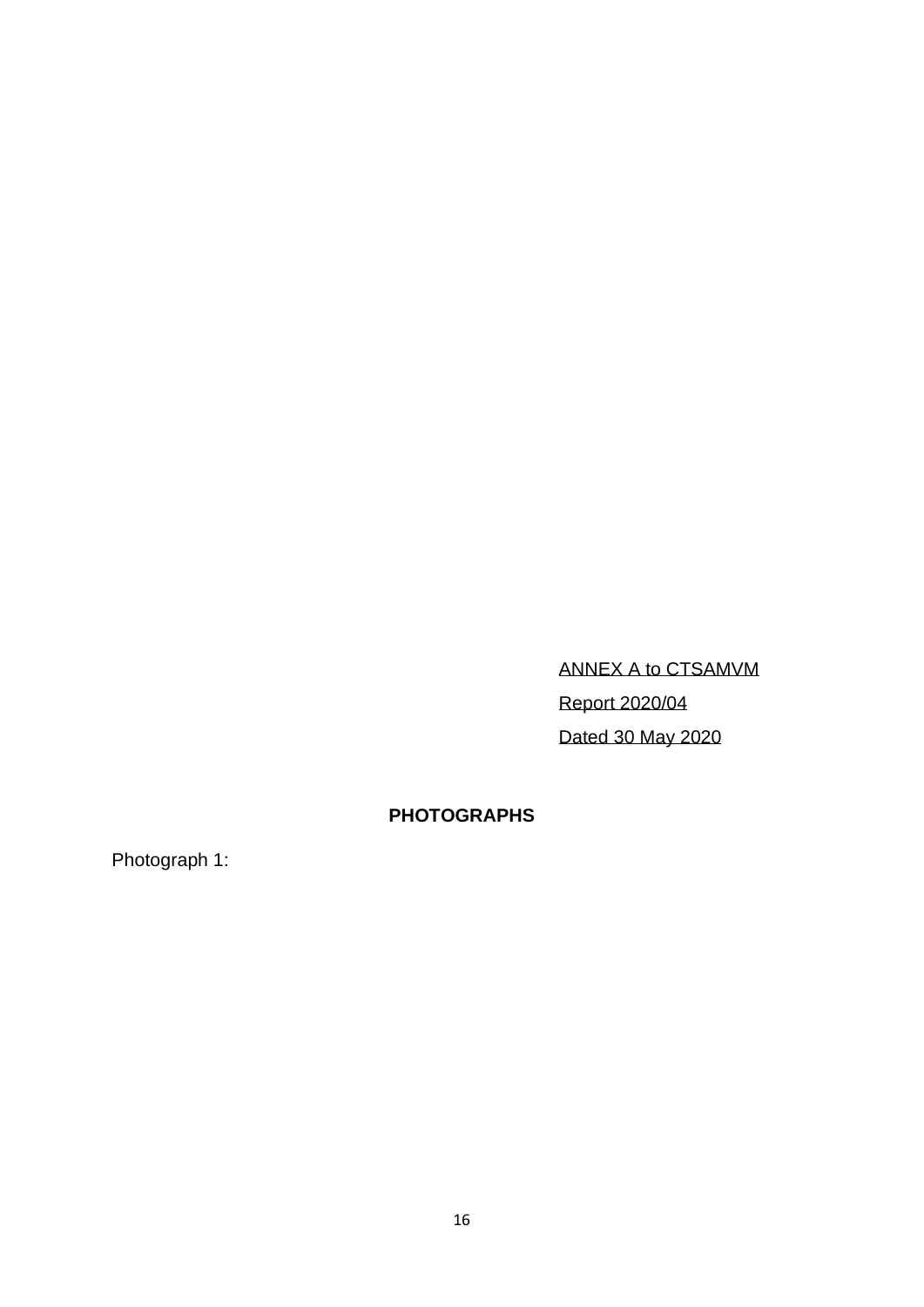ANNEX A to CTSAMVM

Report 2020/04

Dated 30 May 2020

**PHOTOGRAPHS**

Photograph 1: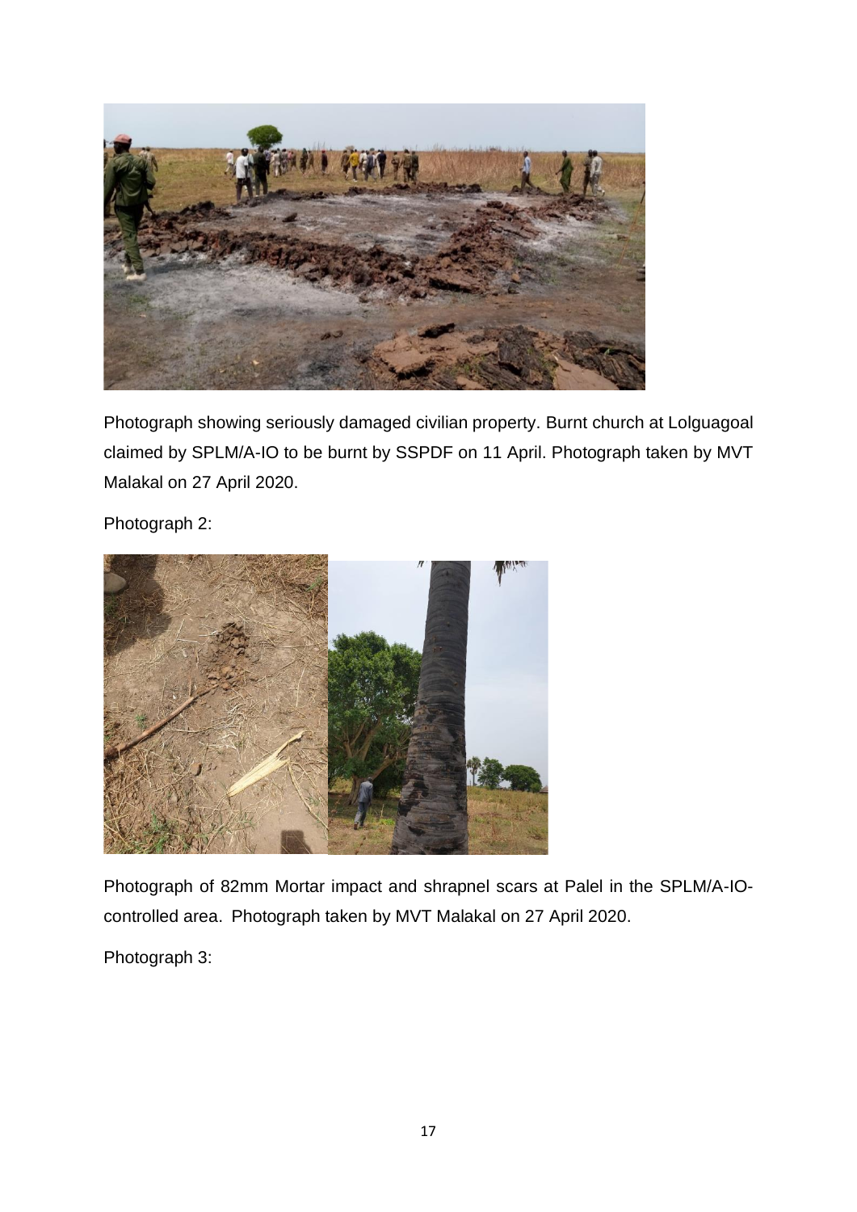Photograph showing seriously damaged civilian property. Burnt church at Lolguagoal claimed by SPLM/A-IO to be burnt by SSPDF on 11 April. Photograph taken by MVT Malakal on 27 April 2020.

Photograph 2:

Photograph of 82mm Mortar impact and shrapnel scars at Palel in the SPLM/A-IO-controlled area. Photograph taken by MVT Malakal on 27 April 2020.

Photograph 3: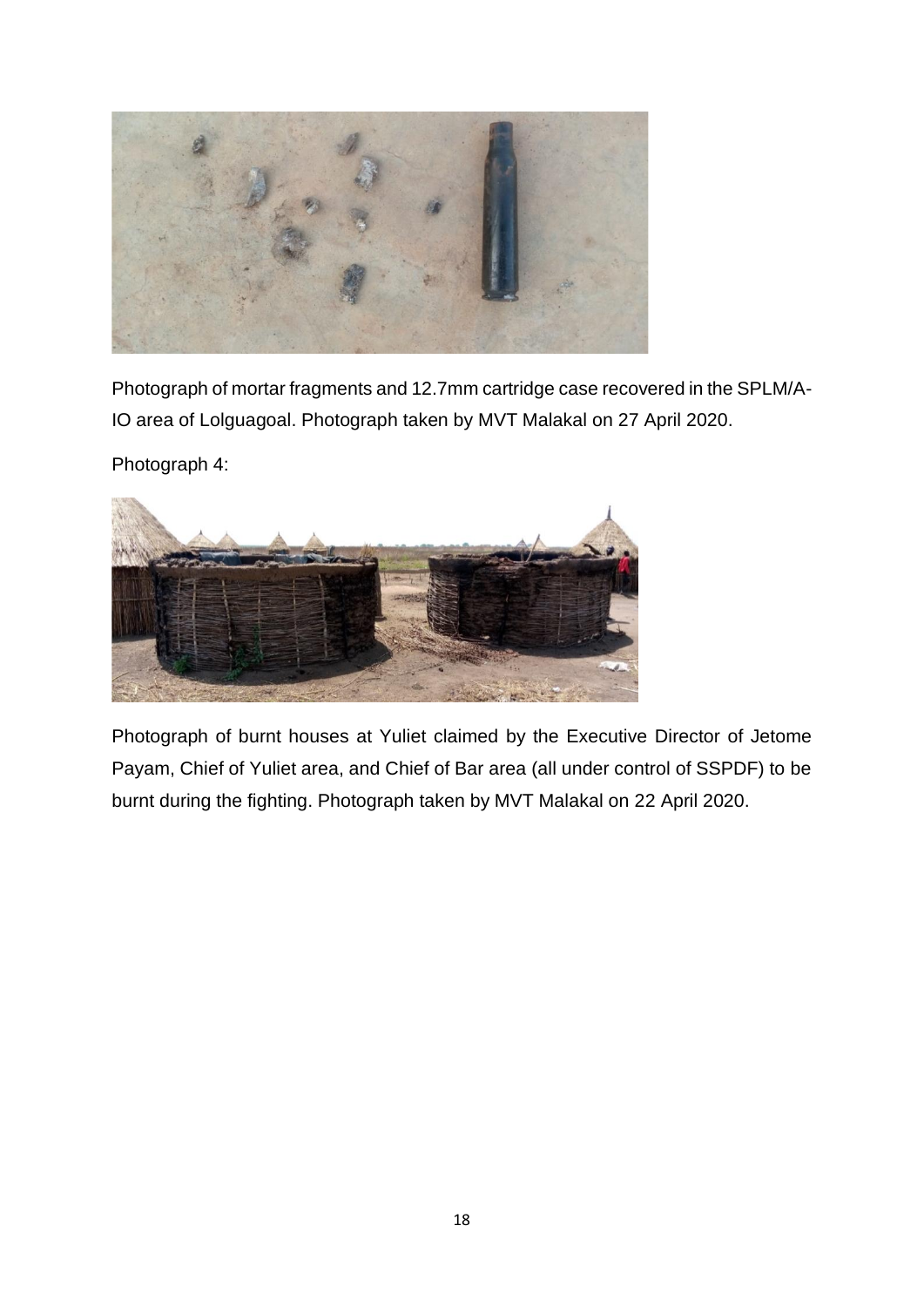Photograph of mortar fragments and 12.7mm cartridge case recovered in the SPLM/A-IO area of Lolguagoal. Photograph taken by MVT Malakal on 27 April 2020.

Photograph 4:

Photograph of burnt houses at Yuliet claimed by the Executive Director of Jetome Payam, Chief of Yuliet area, and Chief of Bar area (all under control of SSPDF) to be burnt during the fighting. Photograph taken by MVT Malakal on 22 April 2020.